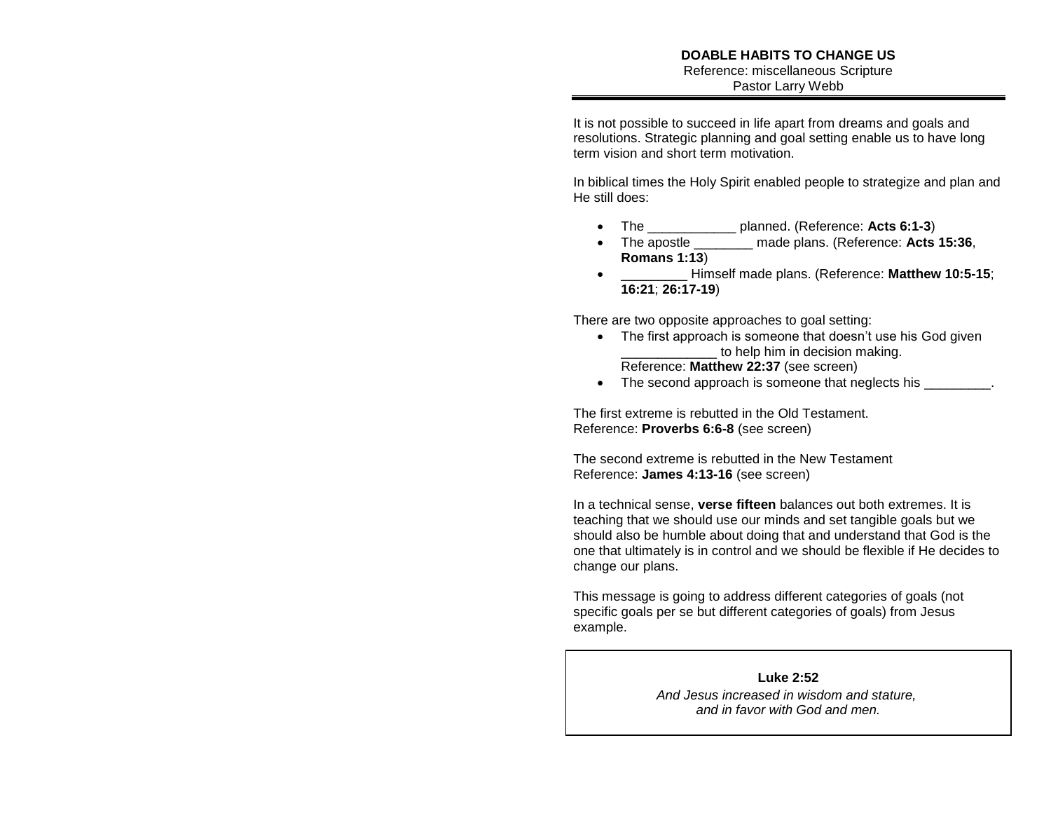**DOABLE HABITS TO CHANGE US**
Reference: miscellaneous Scripture
Pastor Larry Webb

---

It is not possible to succeed in life apart from dreams and goals and resolutions. Strategic planning and goal setting enable us to have long term vision and short term motivation.

In biblical times the Holy Spirit enabled people to strategize and plan and He still does:

- The ____________ planned. (Reference: **Acts 6:1-3**)
- The apostle ________ made plans. (Reference: **Acts 15:36**, **Romans 1:13**)
- _________ Himself made plans. (Reference: **Matthew 10:5-15**; **16:21**; **26:17-19**)

There are two opposite approaches to goal setting:

- The first approach is someone that doesn't use his God given _____________ to help him in decision making. Reference: **Matthew 22:37** (see screen)
- The second approach is someone that neglects his _________.

The first extreme is rebutted in the Old Testament.
Reference: **Proverbs 6:6-8** (see screen)

The second extreme is rebutted in the New Testament
Reference: **James 4:13-16** (see screen)

In a technical sense, **verse fifteen** balances out both extremes. It is teaching that we should use our minds and set tangible goals but we should also be humble about doing that and understand that God is the one that ultimately is in control and we should be flexible if He decides to change our plans.

This message is going to address different categories of goals (not specific goals per se but different categories of goals) from Jesus example.

> **Luke 2:52**
>
> *And Jesus increased in wisdom and stature, and in favor with God and men.*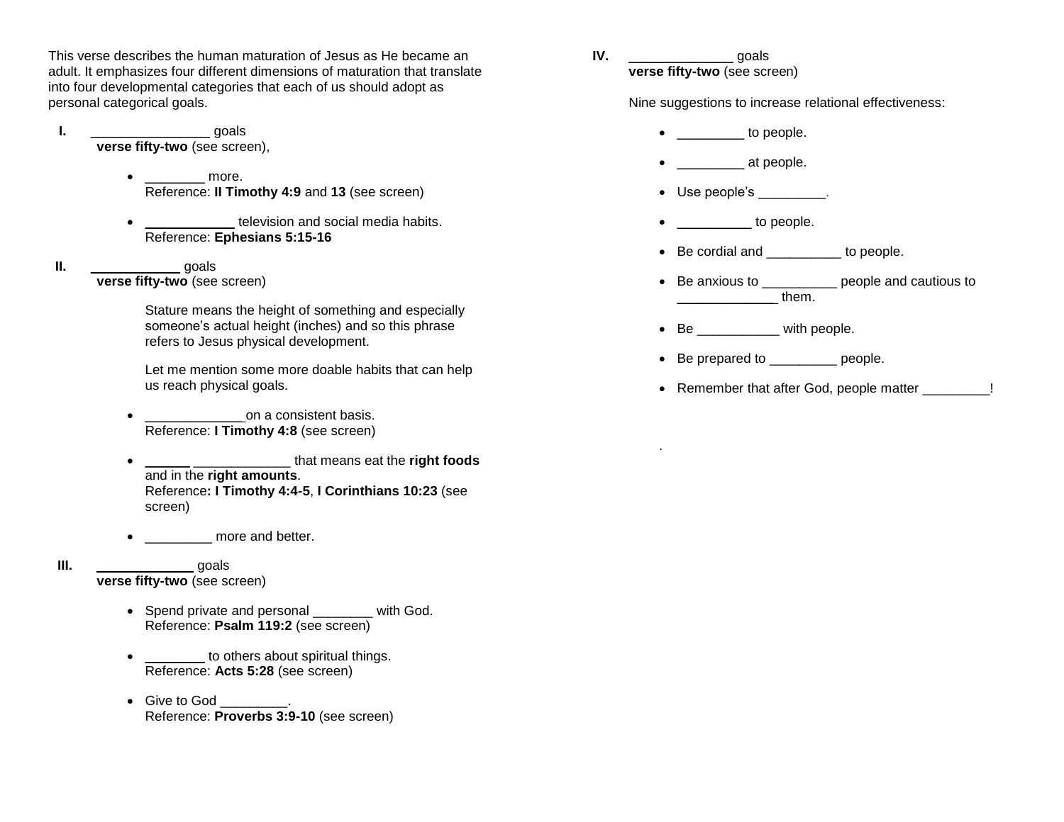This verse describes the human maturation of Jesus as He became an adult. It emphasizes four different dimensions of maturation that translate into four developmental categories that each of us should adopt as personal categorical goals.

I. _______________ goals
**verse fifty-two** (see screen),

- ________ more.
  Reference: **II Timothy 4:9** and **13** (see screen)
- ____________ television and social media habits.
  Reference: **Ephesians 5:15-16**

II. ____________ goals
**verse fifty-two** (see screen)

Stature means the height of something and especially someone's actual height (inches) and so this phrase refers to Jesus physical development.

Let me mention some more doable habits that can help us reach physical goals.

- _____________on a consistent basis.
  Reference: **I Timothy 4:8** (see screen)
- ______ _____________ that means eat the **right foods** and in the **right amounts**.
  Reference**: I Timothy 4:4-5**, **I Corinthians 10:23** (see screen)
- _________ more and better.

III. _____________ goals
**verse fifty-two** (see screen)

- Spend private and personal ________ with God.
  Reference: **Psalm 119:2** (see screen)
- ________ to others about spiritual things.
  Reference: **Acts 5:28** (see screen)
- Give to God _________.
  Reference: **Proverbs 3:9-10** (see screen)

IV. ______________ goals
**verse fifty-two** (see screen)

Nine suggestions to increase relational effectiveness:

- _________ to people.
- _________ at people.
- Use people's _________.
- __________ to people.
- Be cordial and __________ to people.
- Be anxious to __________ people and cautious to _____________ them.
- Be ___________ with people.
- Be prepared to _________ people.
- Remember that after God, people matter _________!

.